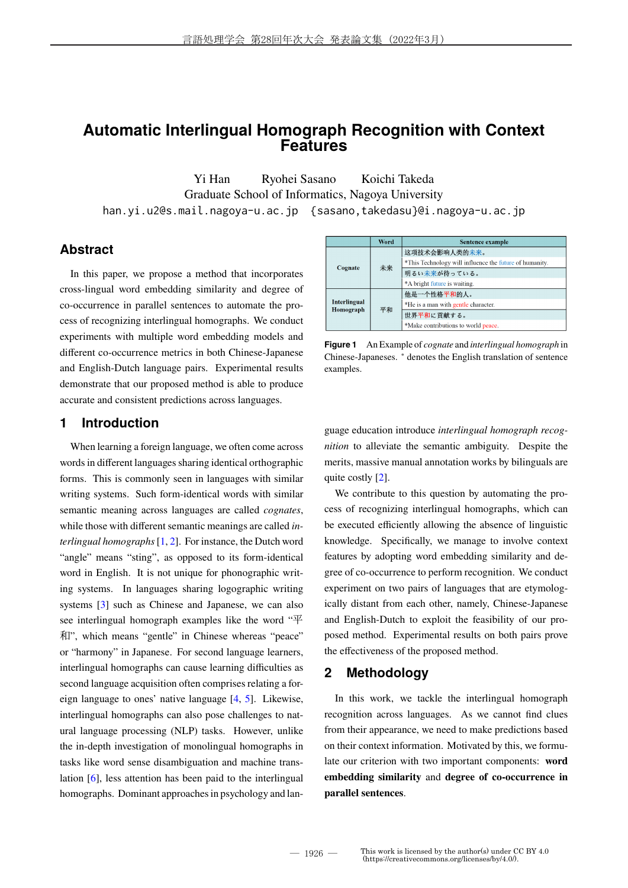# Automatic Interlingual Homograph Recognition with Context Features

Yi Han　　Ryohei Sasano　　Koichi Takeda
Graduate School of Informatics, Nagoya University
han.yi.u2@s.mail.nagoya-u.ac.jp　{sasano,takedasu}@i.nagoya-u.ac.jp

## Abstract

In this paper, we propose a method that incorporates cross-lingual word embedding similarity and degree of co-occurrence in parallel sentences to automate the process of recognizing interlingual homographs. We conduct experiments with multiple word embedding models and different co-occurrence metrics in both Chinese-Japanese and English-Dutch language pairs. Experimental results demonstrate that our proposed method is able to produce accurate and consistent predictions across languages.

| | Word | Sentence example |
|---|---|---|
| Cognate | 未来 | 这项技术会影响人类的未来。 |
| | | *This Technology will influence the future of humanity. |
| | | 明るい未来が待っている。 |
| | | *A bright future is waiting. |
| Interlingual Homograph | 平和 | 他是一个性格平和的人。 |
| | | *He is a man with gentle character. |
| | | 世界平和に貢献する。 |
| | | *Make contributions to world peace. |

**Figure 1** An Example of *cognate* and *interlingual homograph* in Chinese-Japaneses. * denotes the English translation of sentence examples.

## 1 Introduction

When learning a foreign language, we often come across words in different languages sharing identical orthographic forms. This is commonly seen in languages with similar writing systems. Such form-identical words with similar semantic meaning across languages are called *cognates*, while those with different semantic meanings are called *interlingual homographs* [1, 2]. For instance, the Dutch word "angle" means "sting", as opposed to its form-identical word in English. It is not unique for phonographic writing systems. In languages sharing logographic writing systems [3] such as Chinese and Japanese, we can also see interlingual homograph examples like the word "平和", which means "gentle" in Chinese whereas "peace" or "harmony" in Japanese. For second language learners, interlingual homographs can cause learning difficulties as second language acquisition often comprises relating a foreign language to ones' native language [4, 5]. Likewise, interlingual homographs can also pose challenges to natural language processing (NLP) tasks. However, unlike the in-depth investigation of monolingual homographs in tasks like word sense disambiguation and machine translation [6], less attention has been paid to the interlingual homographs. Dominant approaches in psychology and language education introduce *interlingual homograph recognition* to alleviate the semantic ambiguity. Despite the merits, massive manual annotation works by bilinguals are quite costly [2].

We contribute to this question by automating the process of recognizing interlingual homographs, which can be executed efficiently allowing the absence of linguistic knowledge. Specifically, we manage to involve context features by adopting word embedding similarity and degree of co-occurrence to perform recognition. We conduct experiment on two pairs of languages that are etymologically distant from each other, namely, Chinese-Japanese and English-Dutch to exploit the feasibility of our proposed method. Experimental results on both pairs prove the effectiveness of the proposed method.

## 2 Methodology

In this work, we tackle the interlingual homograph recognition across languages. As we cannot find clues from their appearance, we need to make predictions based on their context information. Motivated by this, we formulate our criterion with two important components: **word embedding similarity** and **degree of co-occurrence in parallel sentences**.

This work is licensed by the author(s) under CC BY 4.0 (https://creativecommons.org/licenses/by/4.0/).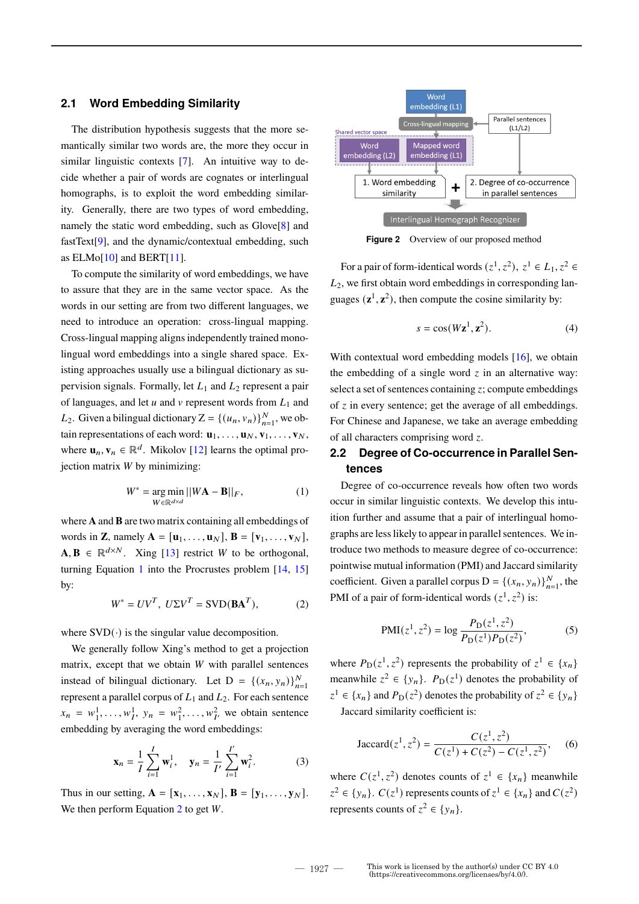## 2.1 Word Embedding Similarity

The distribution hypothesis suggests that the more semantically similar two words are, the more they occur in similar linguistic contexts [7]. An intuitive way to decide whether a pair of words are cognates or interlingual homographs, is to exploit the word embedding similarity. Generally, there are two types of word embedding, namely the static word embedding, such as Glove[8] and fastText[9], and the dynamic/contextual embedding, such as ELMo[10] and BERT[11].

To compute the similarity of word embeddings, we have to assure that they are in the same vector space. As the words in our setting are from two different languages, we need to introduce an operation: cross-lingual mapping. Cross-lingual mapping aligns independently trained monolingual word embeddings into a single shared space. Existing approaches usually use a bilingual dictionary as supervision signals. Formally, let $L_1$ and $L_2$ represent a pair of languages, and let $u$ and $v$ represent words from $L_1$ and $L_2$. Given a bilingual dictionary $Z = \{(u_n, v_n)\}_{n=1}^{N}$, we obtain representations of each word: $\mathbf{u}_1, \ldots, \mathbf{u}_N, \mathbf{v}_1, \ldots, \mathbf{v}_N$, where $\mathbf{u}_n, \mathbf{v}_n \in \mathbb{R}^d$. Mikolov [12] learns the optimal projection matrix $W$ by minimizing:

$$W^* = \underset{W \in \mathbb{R}^{d \times d}}{\arg\min} ||W\mathbf{A} - \mathbf{B}||_F, \tag{1}$$

where $\mathbf{A}$ and $\mathbf{B}$ are two matrix containing all embeddings of words in $\mathbf{Z}$, namely $\mathbf{A} = [\mathbf{u}_1, \ldots, \mathbf{u}_N]$, $\mathbf{B} = [\mathbf{v}_1, \ldots, \mathbf{v}_N]$, $\mathbf{A}, \mathbf{B} \in \mathbb{R}^{d \times N}$. Xing [13] restrict $W$ to be orthogonal, turning Equation 1 into the Procrustes problem [14, 15] by:

$$W^* = UV^T, \; U\Sigma V^T = \mathrm{SVD}(\mathbf{B}\mathbf{A}^T), \tag{2}$$

where $\mathrm{SVD}(\cdot)$ is the singular value decomposition.

We generally follow Xing's method to get a projection matrix, except that we obtain $W$ with parallel sentences instead of bilingual dictionary. Let $\mathrm{D} = \{(x_n, y_n)\}_{n=1}^{N}$ represent a parallel corpus of $L_1$ and $L_2$. For each sentence $x_n = w_1^1, \ldots, w_I^1$, $y_n = w_1^2, \ldots, w_{I'}^2$, we obtain sentence embedding by averaging the word embeddings:

$$\mathbf{x}_n = \frac{1}{I}\sum_{i=1}^{I} \mathbf{w}_i^1, \quad \mathbf{y}_n = \frac{1}{I'}\sum_{i=1}^{I'} \mathbf{w}_i^2. \tag{3}$$

Thus in our setting, $\mathbf{A} = [\mathbf{x}_1, \ldots, \mathbf{x}_N]$, $\mathbf{B} = [\mathbf{y}_1, \ldots, \mathbf{y}_N]$. We then perform Equation 2 to get $W$.

**Figure 2** Overview of our proposed method

For a pair of form-identical words $(z^1, z^2)$, $z^1 \in L_1, z^2 \in L_2$, we first obtain word embeddings in corresponding languages $(\mathbf{z}^1, \mathbf{z}^2)$, then compute the cosine similarity by:

$$s = \cos(W\mathbf{z}^1, \mathbf{z}^2). \tag{4}$$

With contextual word embedding models [16], we obtain the embedding of a single word $z$ in an alternative way: select a set of sentences containing $z$; compute embeddings of $z$ in every sentence; get the average of all embeddings. For Chinese and Japanese, we take an average embedding of all characters comprising word $z$.

## 2.2 Degree of Co-occurrence in Parallel Sentences

Degree of co-occurrence reveals how often two words occur in similar linguistic contexts. We develop this intuition further and assume that a pair of interlingual homographs are less likely to appear in parallel sentences. We introduce two methods to measure degree of co-occurrence: pointwise mutual information (PMI) and Jaccard similarity coefficient. Given a parallel corpus $\mathrm{D} = \{(x_n, y_n)\}_{n=1}^{N}$, the PMI of a pair of form-identical words $(z^1, z^2)$ is:

$$\mathrm{PMI}(z^1, z^2) = \log \frac{P_{\mathrm{D}}(z^1, z^2)}{P_{\mathrm{D}}(z^1)P_{\mathrm{D}}(z^2)}, \tag{5}$$

where $P_{\mathrm{D}}(z^1, z^2)$ represents the probability of $z^1 \in \{x_n\}$ meanwhile $z^2 \in \{y_n\}$. $P_{\mathrm{D}}(z^1)$ denotes the probability of $z^1 \in \{x_n\}$ and $P_{\mathrm{D}}(z^2)$ denotes the probability of $z^2 \in \{y_n\}$

Jaccard similarity coefficient is:

$$\mathrm{Jaccard}(z^1, z^2) = \frac{C(z^1, z^2)}{C(z^1) + C(z^2) - C(z^1, z^2)}, \tag{6}$$

where $C(z^1, z^2)$ denotes counts of $z^1 \in \{x_n\}$ meanwhile $z^2 \in \{y_n\}$. $C(z^1)$ represents counts of $z^1 \in \{x_n\}$ and $C(z^2)$ represents counts of $z^2 \in \{y_n\}$.

This work is licensed by the author(s) under CC BY 4.0 (https://creativecommons.org/licenses/by/4.0/).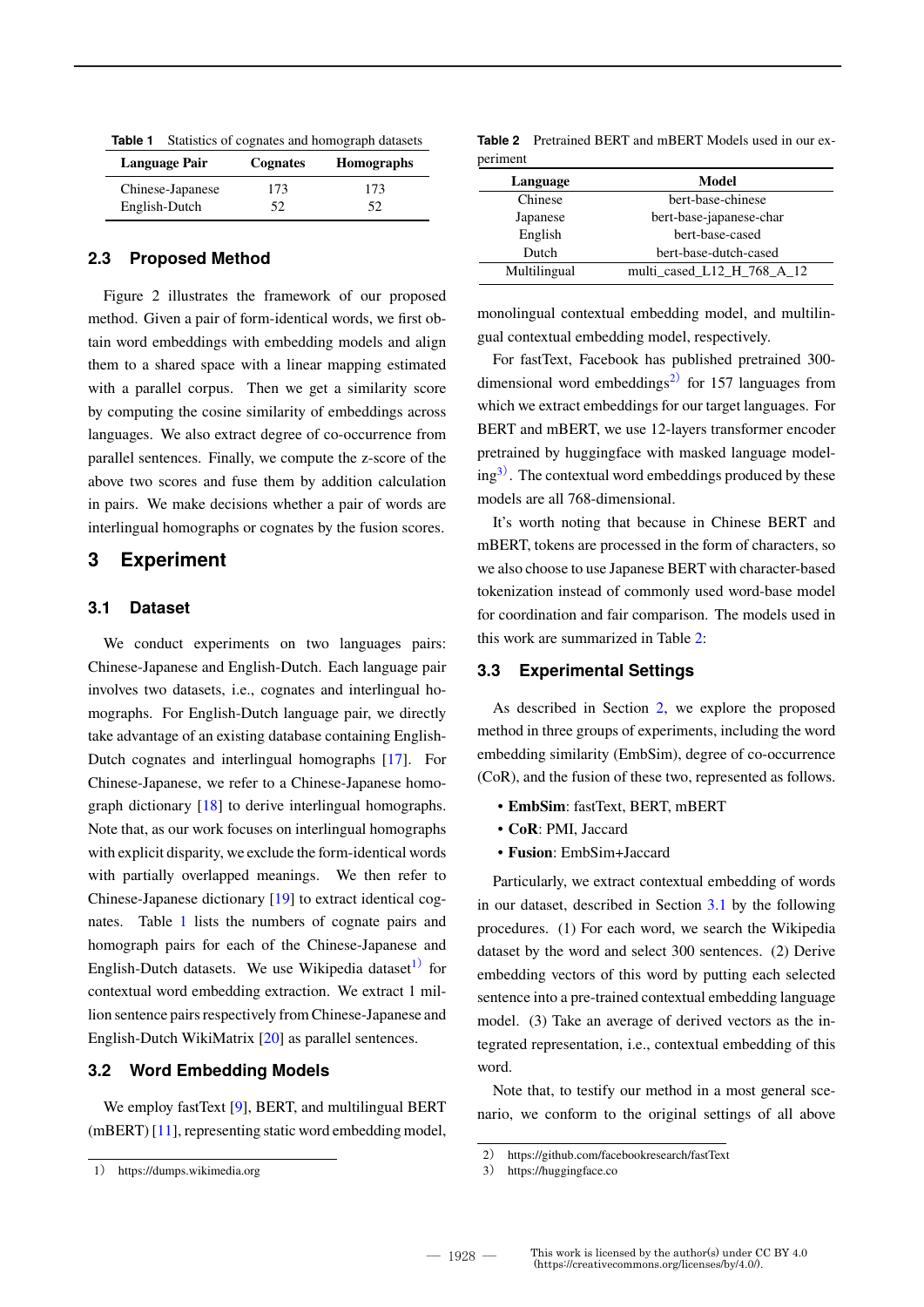**Table 1** Statistics of cognates and homograph datasets

| Language Pair | Cognates | Homographs |
|---|---|---|
| Chinese-Japanese | 173 | 173 |
| English-Dutch | 52 | 52 |

### 2.3 Proposed Method

Figure 2 illustrates the framework of our proposed method. Given a pair of form-identical words, we first obtain word embeddings with embedding models and align them to a shared space with a linear mapping estimated with a parallel corpus. Then we get a similarity score by computing the cosine similarity of embeddings across languages. We also extract degree of co-occurrence from parallel sentences. Finally, we compute the z-score of the above two scores and fuse them by addition calculation in pairs. We make decisions whether a pair of words are interlingual homographs or cognates by the fusion scores.

## 3 Experiment

### 3.1 Dataset

We conduct experiments on two languages pairs: Chinese-Japanese and English-Dutch. Each language pair involves two datasets, i.e., cognates and interlingual homographs. For English-Dutch language pair, we directly take advantage of an existing database containing English-Dutch cognates and interlingual homographs [17]. For Chinese-Japanese, we refer to a Chinese-Japanese homograph dictionary [18] to derive interlingual homographs. Note that, as our work focuses on interlingual homographs with explicit disparity, we exclude the form-identical words with partially overlapped meanings. We then refer to Chinese-Japanese dictionary [19] to extract identical cognates. Table 1 lists the numbers of cognate pairs and homograph pairs for each of the Chinese-Japanese and English-Dutch datasets. We use Wikipedia dataset[1] for contextual word embedding extraction. We extract 1 million sentence pairs respectively from Chinese-Japanese and English-Dutch WikiMatrix [20] as parallel sentences.

### 3.2 Word Embedding Models

We employ fastText [9], BERT, and multilingual BERT (mBERT) [11], representing static word embedding model, monolingual contextual embedding model, and multilingual contextual embedding model, respectively.

For fastText, Facebook has published pretrained 300-dimensional word embeddings[2] for 157 languages from which we extract embeddings for our target languages. For BERT and mBERT, we use 12-layers transformer encoder pretrained by huggingface with masked language modeling[3]. The contextual word embeddings produced by these models are all 768-dimensional.

It's worth noting that because in Chinese BERT and mBERT, tokens are processed in the form of characters, so we also choose to use Japanese BERT with character-based tokenization instead of commonly used word-base model for coordination and fair comparison. The models used in this work are summarized in Table 2:

**Table 2** Pretrained BERT and mBERT Models used in our experiment

| Language | Model |
|---|---|
| Chinese | bert-base-chinese |
| Japanese | bert-base-japanese-char |
| English | bert-base-cased |
| Dutch | bert-base-dutch-cased |
| Multilingual | multi_cased_L12_H_768_A_12 |

### 3.3 Experimental Settings

As described in Section 2, we explore the proposed method in three groups of experiments, including the word embedding similarity (EmbSim), degree of co-occurrence (CoR), and the fusion of these two, represented as follows.

- **EmbSim**: fastText, BERT, mBERT
- **CoR**: PMI, Jaccard
- **Fusion**: EmbSim+Jaccard

Particularly, we extract contextual embedding of words in our dataset, described in Section 3.1 by the following procedures. (1) For each word, we search the Wikipedia dataset by the word and select 300 sentences. (2) Derive embedding vectors of this word by putting each selected sentence into a pre-trained contextual embedding language model. (3) Take an average of derived vectors as the integrated representation, i.e., contextual embedding of this word.

Note that, to testify our method in a most general scenario, we conform to the original settings of all above

1） https://dumps.wikimedia.org

2） https://github.com/facebookresearch/fastText

3） https://huggingface.co

This work is licensed by the author(s) under CC BY 4.0 (https://creativecommons.org/licenses/by/4.0/).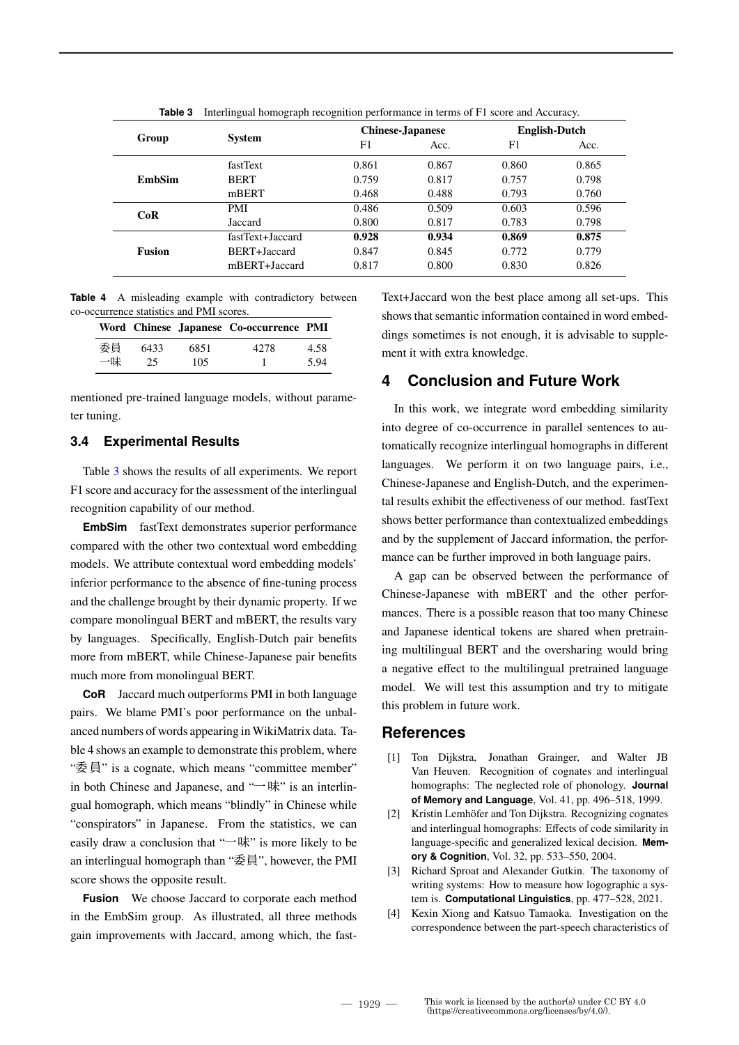**Table 3** Interlingual homograph recognition performance in terms of F1 score and Accuracy.

| Group | System | Chinese-Japanese | | English-Dutch | |
|---|---|---|---|---|---|
| | | F1 | Acc. | F1 | Acc. |
| EmbSim | fastText | 0.861 | 0.867 | 0.860 | 0.865 |
| | BERT | 0.759 | 0.817 | 0.757 | 0.798 |
| | mBERT | 0.468 | 0.488 | 0.793 | 0.760 |
| CoR | PMI | 0.486 | 0.509 | 0.603 | 0.596 |
| | Jaccard | 0.800 | 0.817 | 0.783 | 0.798 |
| Fusion | fastText+Jaccard | **0.928** | **0.934** | **0.869** | **0.875** |
| | BERT+Jaccard | 0.847 | 0.845 | 0.772 | 0.779 |
| | mBERT+Jaccard | 0.817 | 0.800 | 0.830 | 0.826 |

**Table 4** A misleading example with contradictory between co-occurrence statistics and PMI scores.

| Word | Chinese | Japanese | Co-occurrence | PMI |
|---|---|---|---|---|
| 委員 | 6433 | 6851 | 4278 | 4.58 |
| 一味 | 25 | 105 | 1 | 5.94 |

mentioned pre-trained language models, without parameter tuning.

### 3.4 Experimental Results

Table 3 shows the results of all experiments. We report F1 score and accuracy for the assessment of the interlingual recognition capability of our method.

**EmbSim** fastText demonstrates superior performance compared with the other two contextual word embedding models. We attribute contextual word embedding models' inferior performance to the absence of fine-tuning process and the challenge brought by their dynamic property. If we compare monolingual BERT and mBERT, the results vary by languages. Specifically, English-Dutch pair benefits more from mBERT, while Chinese-Japanese pair benefits much more from monolingual BERT.

**CoR** Jaccard much outperforms PMI in both language pairs. We blame PMI's poor performance on the unbalanced numbers of words appearing in WikiMatrix data. Table 4 shows an example to demonstrate this problem, where "委員" is a cognate, which means "committee member" in both Chinese and Japanese, and "一味" is an interlingual homograph, which means "blindly" in Chinese while "conspirators" in Japanese. From the statistics, we can easily draw a conclusion that "一味" is more likely to be an interlingual homograph than "委員", however, the PMI score shows the opposite result.

**Fusion** We choose Jaccard to corporate each method in the EmbSim group. As illustrated, all three methods gain improvements with Jaccard, among which, the fastText+Jaccard won the best place among all set-ups. This shows that semantic information contained in word embeddings sometimes is not enough, it is advisable to supplement it with extra knowledge.

## 4 Conclusion and Future Work

In this work, we integrate word embedding similarity into degree of co-occurrence in parallel sentences to automatically recognize interlingual homographs in different languages. We perform it on two language pairs, i.e., Chinese-Japanese and English-Dutch, and the experimental results exhibit the effectiveness of our method. fastText shows better performance than contextualized embeddings and by the supplement of Jaccard information, the performance can be further improved in both language pairs.

A gap can be observed between the performance of Chinese-Japanese with mBERT and the other performances. There is a possible reason that too many Chinese and Japanese identical tokens are shared when pretraining multilingual BERT and the oversharing would bring a negative effect to the multilingual pretrained language model. We will test this assumption and try to mitigate this problem in future work.

## References

[1] Ton Dijkstra, Jonathan Grainger, and Walter JB Van Heuven. Recognition of cognates and interlingual homographs: The neglected role of phonology. **Journal of Memory and Language**, Vol. 41, pp. 496–518, 1999.

[2] Kristin Lemhöfer and Ton Dijkstra. Recognizing cognates and interlingual homographs: Effects of code similarity in language-specific and generalized lexical decision. **Memory & Cognition**, Vol. 32, pp. 533–550, 2004.

[3] Richard Sproat and Alexander Gutkin. The taxonomy of writing systems: How to measure how logographic a system is. **Computational Linguistics**, pp. 477–528, 2021.

[4] Kexin Xiong and Katsuo Tamaoka. Investigation on the correspondence between the part-speech characteristics of

This work is licensed by the author(s) under CC BY 4.0 (https://creativecommons.org/licenses/by/4.0/).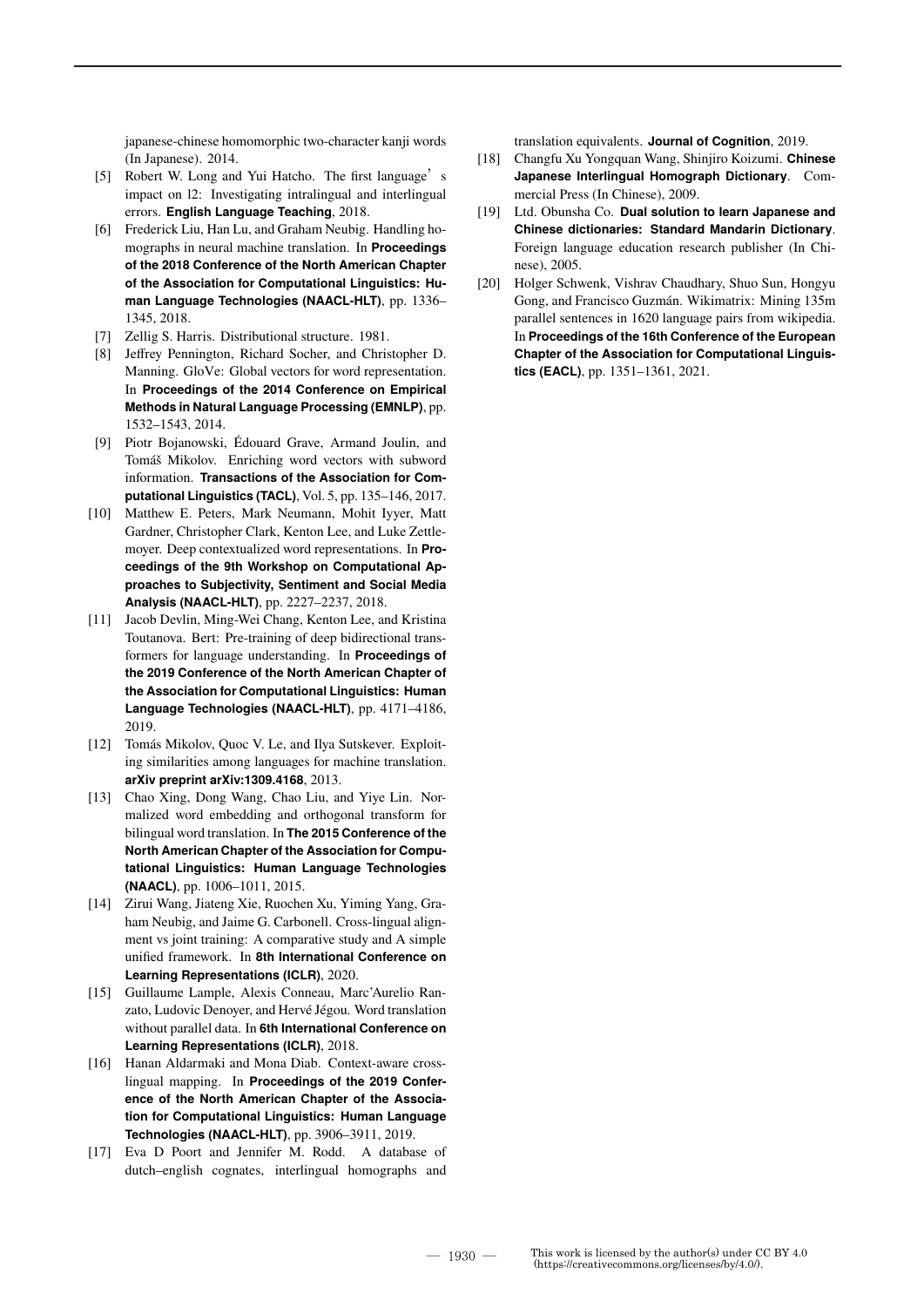japanese-chinese homomorphic two-character kanji words (In Japanese). 2014.

[5] Robert W. Long and Yui Hatcho. The first language's impact on l2: Investigating intralingual and interlingual errors. **English Language Teaching**, 2018.

[6] Frederick Liu, Han Lu, and Graham Neubig. Handling homographs in neural machine translation. In **Proceedings of the 2018 Conference of the North American Chapter of the Association for Computational Linguistics: Human Language Technologies (NAACL-HLT)**, pp. 1336–1345, 2018.

[7] Zellig S. Harris. Distributional structure. 1981.

[8] Jeffrey Pennington, Richard Socher, and Christopher D. Manning. GloVe: Global vectors for word representation. In **Proceedings of the 2014 Conference on Empirical Methods in Natural Language Processing (EMNLP)**, pp. 1532–1543, 2014.

[9] Piotr Bojanowski, Édouard Grave, Armand Joulin, and Tomáš Mikolov. Enriching word vectors with subword information. **Transactions of the Association for Computational Linguistics (TACL)**, Vol. 5, pp. 135–146, 2017.

[10] Matthew E. Peters, Mark Neumann, Mohit Iyyer, Matt Gardner, Christopher Clark, Kenton Lee, and Luke Zettlemoyer. Deep contextualized word representations. In **Proceedings of the 9th Workshop on Computational Approaches to Subjectivity, Sentiment and Social Media Analysis (NAACL-HLT)**, pp. 2227–2237, 2018.

[11] Jacob Devlin, Ming-Wei Chang, Kenton Lee, and Kristina Toutanova. Bert: Pre-training of deep bidirectional transformers for language understanding. In **Proceedings of the 2019 Conference of the North American Chapter of the Association for Computational Linguistics: Human Language Technologies (NAACL-HLT)**, pp. 4171–4186, 2019.

[12] Tomás Mikolov, Quoc V. Le, and Ilya Sutskever. Exploiting similarities among languages for machine translation. **arXiv preprint arXiv:1309.4168**, 2013.

[13] Chao Xing, Dong Wang, Chao Liu, and Yiye Lin. Normalized word embedding and orthogonal transform for bilingual word translation. In **The 2015 Conference of the North American Chapter of the Association for Computational Linguistics: Human Language Technologies (NAACL)**, pp. 1006–1011, 2015.

[14] Zirui Wang, Jiateng Xie, Ruochen Xu, Yiming Yang, Graham Neubig, and Jaime G. Carbonell. Cross-lingual alignment vs joint training: A comparative study and A simple unified framework. In **8th International Conference on Learning Representations (ICLR)**, 2020.

[15] Guillaume Lample, Alexis Conneau, Marc'Aurelio Ranzato, Ludovic Denoyer, and Hervé Jégou. Word translation without parallel data. In **6th International Conference on Learning Representations (ICLR)**, 2018.

[16] Hanan Aldarmaki and Mona Diab. Context-aware cross-lingual mapping. In **Proceedings of the 2019 Conference of the North American Chapter of the Association for Computational Linguistics: Human Language Technologies (NAACL-HLT)**, pp. 3906–3911, 2019.

[17] Eva D Poort and Jennifer M. Rodd. A database of dutch–english cognates, interlingual homographs and translation equivalents. **Journal of Cognition**, 2019.

[18] Changfu Xu Yongquan Wang, Shinjiro Koizumi. **Chinese Japanese Interlingual Homograph Dictionary**. Commercial Press (In Chinese), 2009.

[19] Ltd. Obunsha Co. **Dual solution to learn Japanese and Chinese dictionaries: Standard Mandarin Dictionary**. Foreign language education research publisher (In Chinese), 2005.

[20] Holger Schwenk, Vishrav Chaudhary, Shuo Sun, Hongyu Gong, and Francisco Guzmán. Wikimatrix: Mining 135m parallel sentences in 1620 language pairs from wikipedia. In **Proceedings of the 16th Conference of the European Chapter of the Association for Computational Linguistics (EACL)**, pp. 1351–1361, 2021.

This work is licensed by the author(s) under CC BY 4.0 (https://creativecommons.org/licenses/by/4.0/).